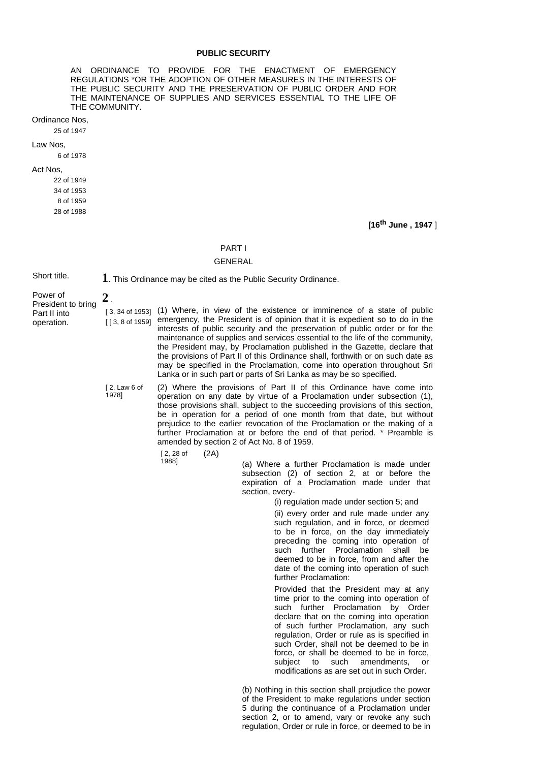# PUBLIC SECURITY

AN ORDINANCE TO PROVIDE FOR THE ENACTMENT OF EMERGENCY REGULATIONS *OR THE ADOPTION OF OTHER MEASURES IN THE INTERESTS OF THE PUBLIC SECURITY AND THE PRESERVATION OF PUBLIC ORDER AND FOR THE MAINTENANCE OF SUPPLIES AND SERVICES ESSENTIAL TO THE LIFE OF THE COMMUNITY.

Ordinance Nos,
25 of 1947

Law Nos,
6 of 1978

Act Nos,
22 of 1949
34 of 1953
8 of 1959
28 of 1988

[**16th June , 1947** ]

## PART I

## GENERAL

Short title.

**1**. This Ordinance may be cited as the Public Security Ordinance.

Power of President to bring Part II into operation.

**2** .

[ 3, 34 of 1953]
[ [ 3, 8 of 1959]

(1) Where, in view of the existence or imminence of a state of public emergency, the President is of opinion that it is expedient so to do in the interests of public security and the preservation of public order or for the maintenance of supplies and services essential to the life of the community, the President may, by Proclamation published in the Gazette, declare that the provisions of Part II of this Ordinance shall, forthwith or on such date as may be specified in the Proclamation, come into operation throughout Sri Lanka or in such part or parts of Sri Lanka as may be so specified.

[ 2, Law 6 of 1978]

(2) Where the provisions of Part II of this Ordinance have come into operation on any date by virtue of a Proclamation under subsection (1), those provisions shall, subject to the succeeding provisions of this section, be in operation for a period of one month from that date, but without prejudice to the earlier revocation of the Proclamation or the making of a further Proclamation at or before the end of that period. * Preamble is amended by section 2 of Act No. 8 of 1959.

[ 2, 28 of 1988]

(2A)

(a) Where a further Proclamation is made under subsection (2) of section 2, at or before the expiration of a Proclamation made under that section, every-

(i) regulation made under section 5; and

(ii) every order and rule made under any such regulation, and in force, or deemed to be in force, on the day immediately preceding the coming into operation of such further Proclamation shall be deemed to be in force, from and after the date of the coming into operation of such further Proclamation:

Provided that the President may at any time prior to the coming into operation of such further Proclamation by Order declare that on the coming into operation of such further Proclamation, any such regulation, Order or rule as is specified in such Order, shall not be deemed to be in force, or shall be deemed to be in force, subject to such amendments, or modifications as are set out in such Order.

(b) Nothing in this section shall prejudice the power of the President to make regulations under section 5 during the continuance of a Proclamation under section 2, or to amend, vary or revoke any such regulation, Order or rule in force, or deemed to be in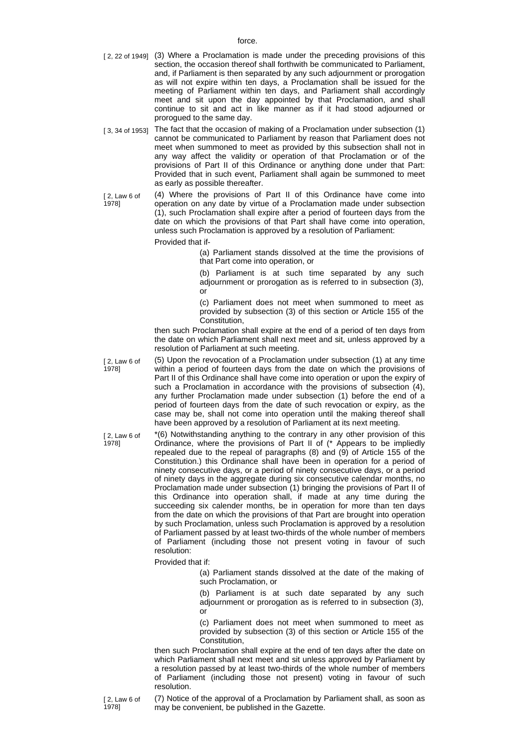force.

[ 2, 22 of 1949] (3) Where a Proclamation is made under the preceding provisions of this section, the occasion thereof shall forthwith be communicated to Parliament, and, if Parliament is then separated by any such adjournment or prorogation as will not expire within ten days, a Proclamation shall be issued for the meeting of Parliament within ten days, and Parliament shall accordingly meet and sit upon the day appointed by that Proclamation, and shall continue to sit and act in like manner as if it had stood adjourned or prorogued to the same day.

[ 3, 34 of 1953] The fact that the occasion of making of a Proclamation under subsection (1) cannot be communicated to Parliament by reason that Parliament does not meet when summoned to meet as provided by this subsection shall not in any way affect the validity or operation of that Proclamation or of the provisions of Part II of this Ordinance or anything done under that Part: Provided that in such event, Parliament shall again be summoned to meet as early as possible thereafter.

[ 2, Law 6 of 1978] (4) Where the provisions of Part II of this Ordinance have come into operation on any date by virtue of a Proclamation made under subsection (1), such Proclamation shall expire after a period of fourteen days from the date on which the provisions of that Part shall have come into operation, unless such Proclamation is approved by a resolution of Parliament:

Provided that if-

> (a) Parliament stands dissolved at the time the provisions of that Part come into operation, or
>
> (b) Parliament is at such time separated by any such adjournment or prorogation as is referred to in subsection (3), or
>
> (c) Parliament does not meet when summoned to meet as provided by subsection (3) of this section or Article 155 of the Constitution,

then such Proclamation shall expire at the end of a period of ten days from the date on which Parliament shall next meet and sit, unless approved by a resolution of Parliament at such meeting.

[ 2, Law 6 of 1978] (5) Upon the revocation of a Proclamation under subsection (1) at any time within a period of fourteen days from the date on which the provisions of Part II of this Ordinance shall have come into operation or upon the expiry of such a Proclamation in accordance with the provisions of subsection (4), any further Proclamation made under subsection (1) before the end of a period of fourteen days from the date of such revocation or expiry, as the case may be, shall not come into operation until the making thereof shall have been approved by a resolution of Parliament at its next meeting.

[ 2, Law 6 of 1978] *(6) Notwithstanding anything to the contrary in any other provision of this Ordinance, where the provisions of Part II of (* Appears to be impliedly repealed due to the repeal of paragraphs (8) and (9) of Article 155 of the Constitution.) this Ordinance shall have been in operation for a period of ninety consecutive days, or a period of ninety consecutive days, or a period of ninety days in the aggregate during six consecutive calendar months, no Proclamation made under subsection (1) bringing the provisions of Part II of this Ordinance into operation shall, if made at any time during the succeeding six calender months, be in operation for more than ten days from the date on which the provisions of that Part are brought into operation by such Proclamation, unless such Proclamation is approved by a resolution of Parliament passed by at least two-thirds of the whole number of members of Parliament (including those not present voting in favour of such resolution:

Provided that if:

> (a) Parliament stands dissolved at the date of the making of such Proclamation, or
>
> (b) Parliament is at such date separated by any such adjournment or prorogation as is referred to in subsection (3), or
>
> (c) Parliament does not meet when summoned to meet as provided by subsection (3) of this section or Article 155 of the Constitution,

then such Proclamation shall expire at the end of ten days after the date on which Parliament shall next meet and sit unless approved by Parliament by a resolution passed by at least two-thirds of the whole number of members of Parliament (including those not present) voting in favour of such resolution.

[ 2, Law 6 of 1978] (7) Notice of the approval of a Proclamation by Parliament shall, as soon as may be convenient, be published in the Gazette.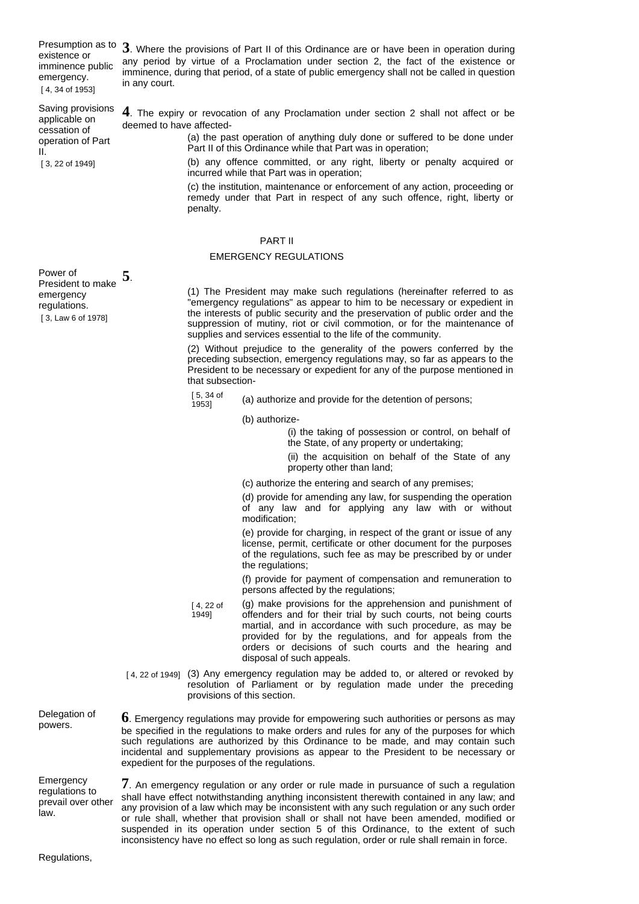Presumption as to existence or imminence public emergency.
[ 4, 34 of 1953]

**3**. Where the provisions of Part II of this Ordinance are or have been in operation during any period by virtue of a Proclamation under section 2, the fact of the existence or imminence, during that period, of a state of public emergency shall not be called in question in any court.

Saving provisions applicable on cessation of operation of Part II.
[ 3, 22 of 1949]

**4**. The expiry or revocation of any Proclamation under section 2 shall not affect or be deemed to have affected-

(a) the past operation of anything duly done or suffered to be done under Part II of this Ordinance while that Part was in operation;

(b) any offence committed, or any right, liberty or penalty acquired or incurred while that Part was in operation;

(c) the institution, maintenance or enforcement of any action, proceeding or remedy under that Part in respect of any such offence, right, liberty or penalty.

## PART II

## EMERGENCY REGULATIONS

Power of President to make emergency regulations.
[ 3, Law 6 of 1978]

**5**.

(1) The President may make such regulations (hereinafter referred to as "emergency regulations" as appear to him to be necessary or expedient in the interests of public security and the preservation of public order and the suppression of mutiny, riot or civil commotion, or for the maintenance of supplies and services essential to the life of the community.

(2) Without prejudice to the generality of the powers conferred by the preceding subsection, emergency regulations may, so far as appears to the President to be necessary or expedient for any of the purpose mentioned in that subsection-

[ 5, 34 of 1953] (a) authorize and provide for the detention of persons;

(b) authorize-

(i) the taking of possession or control, on behalf of the State, of any property or undertaking;

(ii) the acquisition on behalf of the State of any property other than land;

(c) authorize the entering and search of any premises;

(d) provide for amending any law, for suspending the operation of any law and for applying any law with or without modification;

(e) provide for charging, in respect of the grant or issue of any license, permit, certificate or other document for the purposes of the regulations, such fee as may be prescribed by or under the regulations;

(f) provide for payment of compensation and remuneration to persons affected by the regulations;

[ 4, 22 of 1949] (g) make provisions for the apprehension and punishment of offenders and for their trial by such courts, not being courts martial, and in accordance with such procedure, as may be provided for by the regulations, and for appeals from the orders or decisions of such courts and the hearing and disposal of such appeals.

[ 4, 22 of 1949] (3) Any emergency regulation may be added to, or altered or revoked by resolution of Parliament or by regulation made under the preceding provisions of this section.

Delegation of powers.

**6**. Emergency regulations may provide for empowering such authorities or persons as may be specified in the regulations to make orders and rules for any of the purposes for which such regulations are authorized by this Ordinance to be made, and may contain such incidental and supplementary provisions as appear to the President to be necessary or expedient for the purposes of the regulations.

Emergency regulations to prevail over other law.

**7**. An emergency regulation or any order or rule made in pursuance of such a regulation shall have effect notwithstanding anything inconsistent therewith contained in any law; and any provision of a law which may be inconsistent with any such regulation or any such order or rule shall, whether that provision shall or shall not have been amended, modified or suspended in its operation under section 5 of this Ordinance, to the extent of such inconsistency have no effect so long as such regulation, order or rule shall remain in force.

Regulations,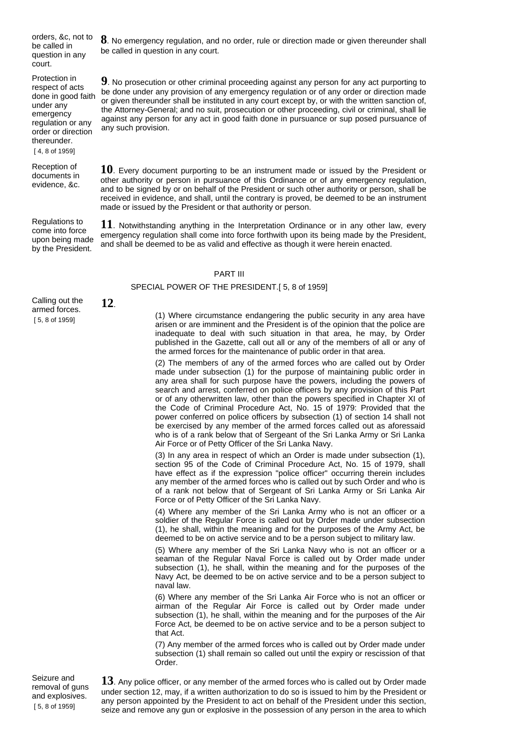orders, &c, not to be called in question in any court.

**8**. No emergency regulation, and no order, rule or direction made or given thereunder shall be called in question in any court.

Protection in respect of acts done in good faith under any emergency regulation or any order or direction thereunder.
[ 4, 8 of 1959]

**9**. No prosecution or other criminal proceeding against any person for any act purporting to be done under any provision of any emergency regulation or of any order or direction made or given thereunder shall be instituted in any court except by, or with the written sanction of, the Attorney-General; and no suit, prosecution or other proceeding, civil or criminal, shall lie against any person for any act in good faith done in pursuance or sup posed pursuance of any such provision.

Reception of documents in evidence, &c.

**10**. Every document purporting to be an instrument made or issued by the President or other authority or person in pursuance of this Ordinance or of any emergency regulation, and to be signed by or on behalf of the President or such other authority or person, shall be received in evidence, and shall, until the contrary is proved, be deemed to be an instrument made or issued by the President or that authority or person.

Regulations to come into force upon being made by the President.

**11**. Notwithstanding anything in the Interpretation Ordinance or in any other law, every emergency regulation shall come into force forthwith upon its being made by the President, and shall be deemed to be as valid and effective as though it were herein enacted.

## PART III

### SPECIAL POWER OF THE PRESIDENT.[ 5, 8 of 1959]

Calling out the armed forces.
[ 5, 8 of 1959]

**12**.

(1) Where circumstance endangering the public security in any area have arisen or are imminent and the President is of the opinion that the police are inadequate to deal with such situation in that area, he may, by Order published in the Gazette, call out all or any of the members of all or any of the armed forces for the maintenance of public order in that area.

(2) The members of any of the armed forces who are called out by Order made under subsection (1) for the purpose of maintaining public order in any area shall for such purpose have the powers, including the powers of search and arrest, conferred on police officers by any provision of this Part or of any otherwritten law, other than the powers specified in Chapter XI of the Code of Criminal Procedure Act, No. 15 of 1979: Provided that the power conferred on police officers by subsection (1) of section 14 shall not be exercised by any member of the armed forces called out as aforessaid who is of a rank below that of Sergeant of the Sri Lanka Army or Sri Lanka Air Force or of Petty Officer of the Sri Lanka Navy.

(3) In any area in respect of which an Order is made under subsection (1), section 95 of the Code of Criminal Procedure Act, No. 15 of 1979, shall have effect as if the expression "police officer" occurring therein includes any member of the armed forces who is called out by such Order and who is of a rank not below that of Sergeant of Sri Lanka Army or Sri Lanka Air Force or of Petty Officer of the Sri Lanka Navy.

(4) Where any member of the Sri Lanka Army who is not an officer or a soldier of the Regular Force is called out by Order made under subsection (1), he shall, within the meaning and for the purposes of the Army Act, be deemed to be on active service and to be a person subject to military law.

(5) Where any member of the Sri Lanka Navy who is not an officer or a seaman of the Regular Naval Force is called out by Order made under subsection (1), he shall, within the meaning and for the purposes of the Navy Act, be deemed to be on active service and to be a person subject to naval law.

(6) Where any member of the Sri Lanka Air Force who is not an officer or airman of the Regular Air Force is called out by Order made under subsection (1), he shall, within the meaning and for the purposes of the Air Force Act, be deemed to be on active service and to be a person subject to that Act.

(7) Any member of the armed forces who is called out by Order made under subsection (1) shall remain so called out until the expiry or rescission of that Order.

Seizure and removal of guns and explosives.
[ 5, 8 of 1959]

**13**. Any police officer, or any member of the armed forces who is called out by Order made under section 12, may, if a written authorization to do so is issued to him by the President or any person appointed by the President to act on behalf of the President under this section, seize and remove any gun or explosive in the possession of any person in the area to which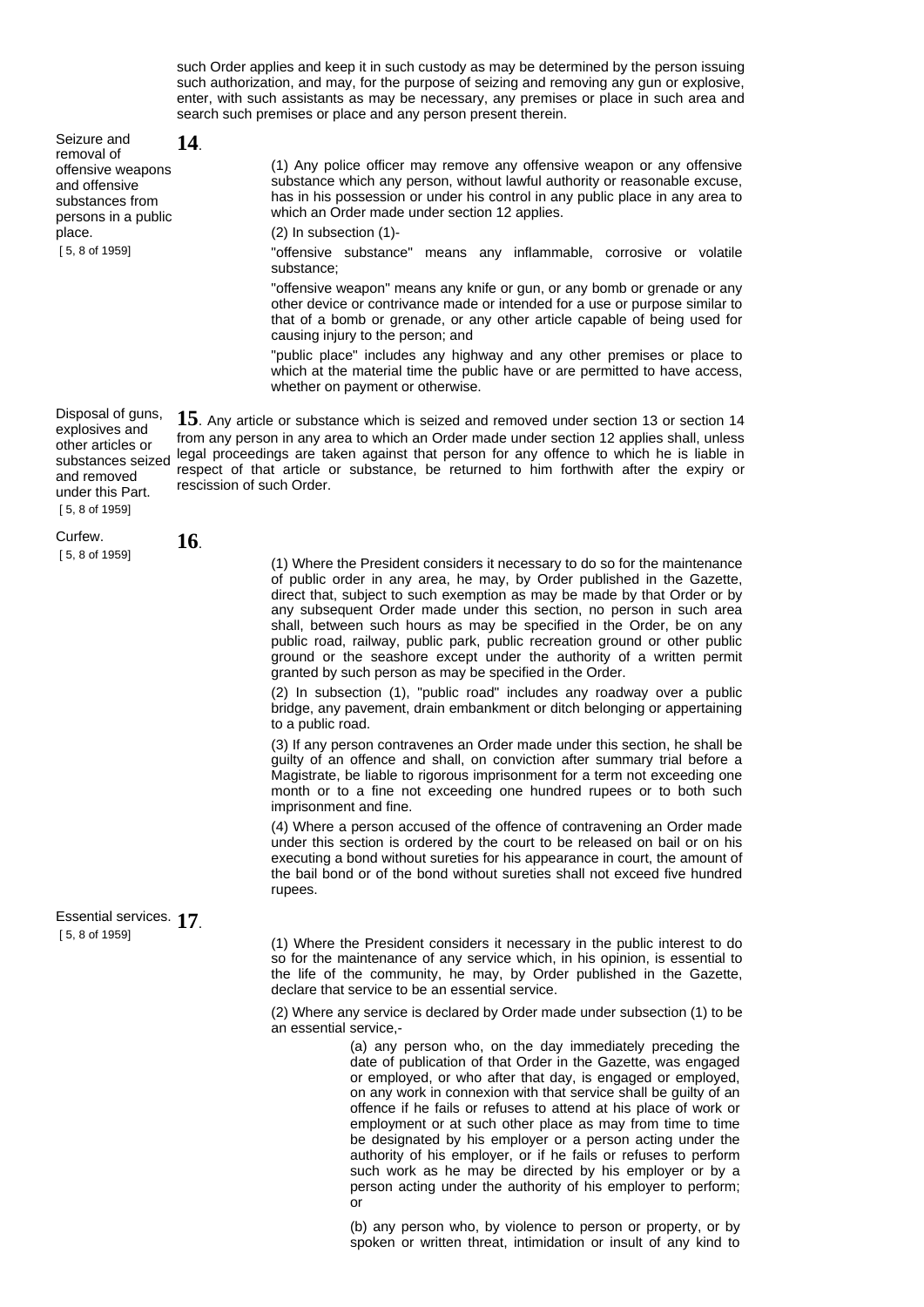such Order applies and keep it in such custody as may be determined by the person issuing such authorization, and may, for the purpose of seizing and removing any gun or explosive, enter, with such assistants as may be necessary, any premises or place in such area and search such premises or place and any person present therein.

Seizure and removal of offensive weapons and offensive substances from persons in a public place.
[ 5, 8 of 1959]

**14**.

(1) Any police officer may remove any offensive weapon or any offensive substance which any person, without lawful authority or reasonable excuse, has in his possession or under his control in any public place in any area to which an Order made under section 12 applies.

(2) In subsection (1)-

"offensive substance" means any inflammable, corrosive or volatile substance;

"offensive weapon" means any knife or gun, or any bomb or grenade or any other device or contrivance made or intended for a use or purpose similar to that of a bomb or grenade, or any other article capable of being used for causing injury to the person; and

"public place" includes any highway and any other premises or place to which at the material time the public have or are permitted to have access, whether on payment or otherwise.

Disposal of guns, explosives and other articles or substances seized and removed under this Part.
[ 5, 8 of 1959]

**15**. Any article or substance which is seized and removed under section 13 or section 14 from any person in any area to which an Order made under section 12 applies shall, unless legal proceedings are taken against that person for any offence to which he is liable in respect of that article or substance, be returned to him forthwith after the expiry or rescission of such Order.

Curfew.
[ 5, 8 of 1959]

**16**.

(1) Where the President considers it necessary to do so for the maintenance of public order in any area, he may, by Order published in the Gazette, direct that, subject to such exemption as may be made by that Order or by any subsequent Order made under this section, no person in such area shall, between such hours as may be specified in the Order, be on any public road, railway, public park, public recreation ground or other public ground or the seashore except under the authority of a written permit granted by such person as may be specified in the Order.

(2) In subsection (1), "public road" includes any roadway over a public bridge, any pavement, drain embankment or ditch belonging or appertaining to a public road.

(3) If any person contravenes an Order made under this section, he shall be guilty of an offence and shall, on conviction after summary trial before a Magistrate, be liable to rigorous imprisonment for a term not exceeding one month or to a fine not exceeding one hundred rupees or to both such imprisonment and fine.

(4) Where a person accused of the offence of contravening an Order made under this section is ordered by the court to be released on bail or on his executing a bond without sureties for his appearance in court, the amount of the bail bond or of the bond without sureties shall not exceed five hundred rupees.

Essential services.
[ 5, 8 of 1959]

**17**.

(1) Where the President considers it necessary in the public interest to do so for the maintenance of any service which, in his opinion, is essential to the life of the community, he may, by Order published in the Gazette, declare that service to be an essential service.

(2) Where any service is declared by Order made under subsection (1) to be an essential service,-

(a) any person who, on the day immediately preceding the date of publication of that Order in the Gazette, was engaged or employed, or who after that day, is engaged or employed, on any work in connexion with that service shall be guilty of an offence if he fails or refuses to attend at his place of work or employment or at such other place as may from time to time be designated by his employer or a person acting under the authority of his employer, or if he fails or refuses to perform such work as he may be directed by his employer or by a person acting under the authority of his employer to perform; or

(b) any person who, by violence to person or property, or by spoken or written threat, intimidation or insult of any kind to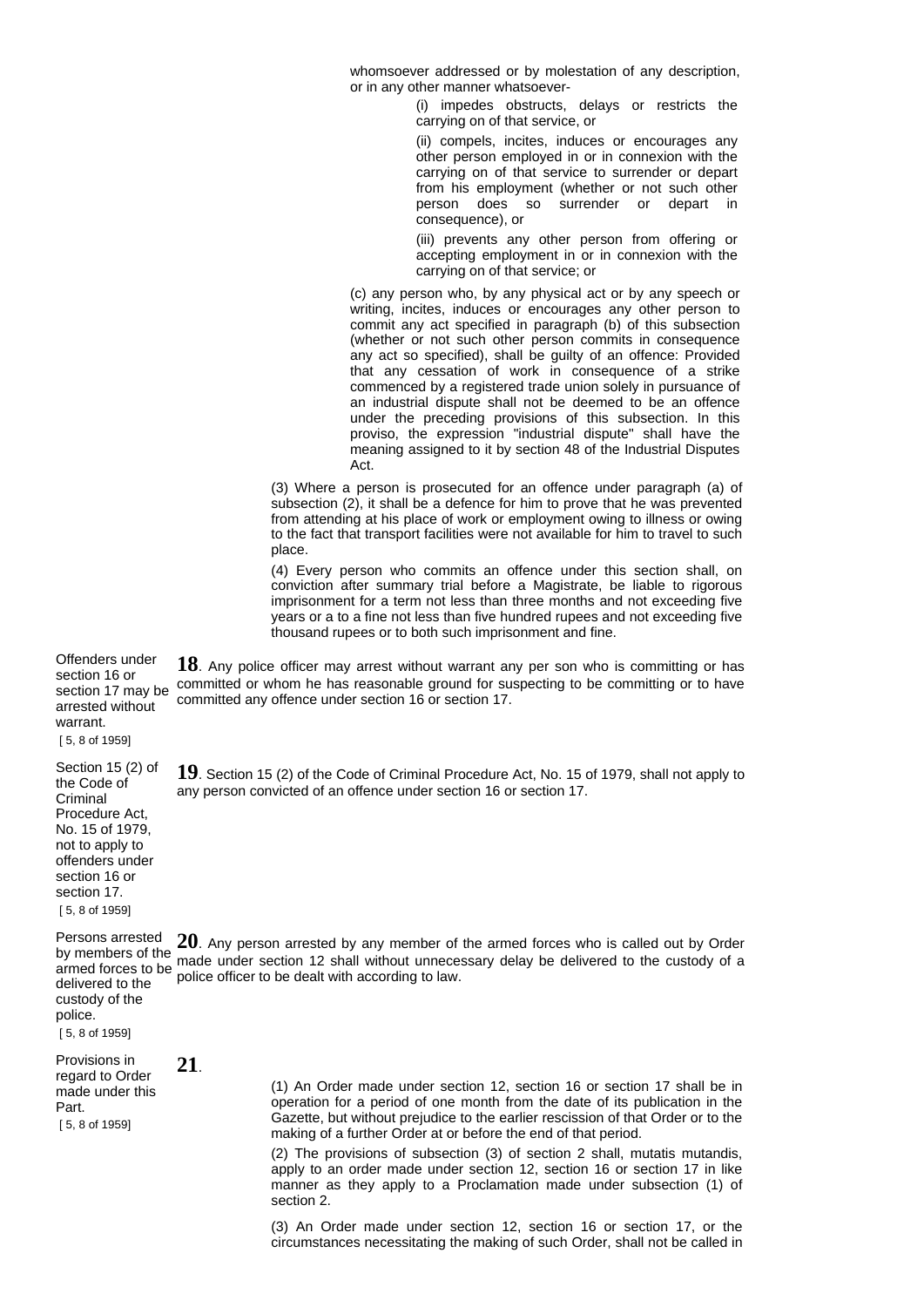whomsoever addressed or by molestation of any description, or in any other manner whatsoever-

(i) impedes obstructs, delays or restricts the carrying on of that service, or

(ii) compels, incites, induces or encourages any other person employed in or in connexion with the carrying on of that service to surrender or depart from his employment (whether or not such other person does so surrender or depart in consequence), or

(iii) prevents any other person from offering or accepting employment in or in connexion with the carrying on of that service; or

(c) any person who, by any physical act or by any speech or writing, incites, induces or encourages any other person to commit any act specified in paragraph (b) of this subsection (whether or not such other person commits in consequence any act so specified), shall be guilty of an offence: Provided that any cessation of work in consequence of a strike commenced by a registered trade union solely in pursuance of an industrial dispute shall not be deemed to be an offence under the preceding provisions of this subsection. In this proviso, the expression "industrial dispute" shall have the meaning assigned to it by section 48 of the Industrial Disputes Act.

(3) Where a person is prosecuted for an offence under paragraph (a) of subsection (2), it shall be a defence for him to prove that he was prevented from attending at his place of work or employment owing to illness or owing to the fact that transport facilities were not available for him to travel to such place.

(4) Every person who commits an offence under this section shall, on conviction after summary trial before a Magistrate, be liable to rigorous imprisonment for a term not less than three months and not exceeding five years or a to a fine not less than five hundred rupees and not exceeding five thousand rupees or to both such imprisonment and fine.

Offenders under section 16 or section 17 may be arrested without warrant.
[ 5, 8 of 1959]

**18**. Any police officer may arrest without warrant any per son who is committing or has committed or whom he has reasonable ground for suspecting to be committing or to have committed any offence under section 16 or section 17.

Section 15 (2) of the Code of Criminal Procedure Act, No. 15 of 1979, not to apply to offenders under section 16 or section 17.
[ 5, 8 of 1959]

**19**. Section 15 (2) of the Code of Criminal Procedure Act, No. 15 of 1979, shall not apply to any person convicted of an offence under section 16 or section 17.

Persons arrested by members of the armed forces to be delivered to the custody of the police.
[ 5, 8 of 1959]

**20**. Any person arrested by any member of the armed forces who is called out by Order made under section 12 shall without unnecessary delay be delivered to the custody of a police officer to be dealt with according to law.

Provisions in regard to Order made under this Part.
[ 5, 8 of 1959]

**21**.

(1) An Order made under section 12, section 16 or section 17 shall be in operation for a period of one month from the date of its publication in the Gazette, but without prejudice to the earlier rescission of that Order or to the making of a further Order at or before the end of that period.

(2) The provisions of subsection (3) of section 2 shall, mutatis mutandis, apply to an order made under section 12, section 16 or section 17 in like manner as they apply to a Proclamation made under subsection (1) of section 2.

(3) An Order made under section 12, section 16 or section 17, or the circumstances necessitating the making of such Order, shall not be called in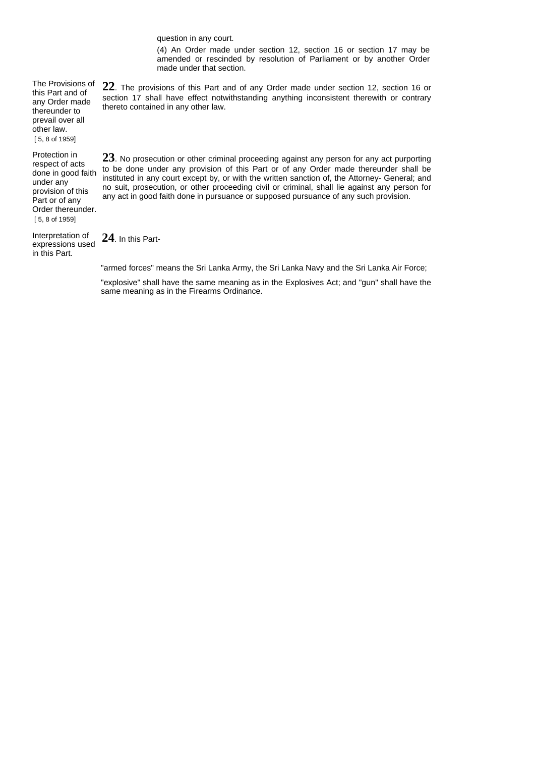question in any court.

(4) An Order made under section 12, section 16 or section 17 may be amended or rescinded by resolution of Parliament or by another Order made under that section.

The Provisions of this Part and of any Order made thereunder to prevail over all other law.
[ 5, 8 of 1959]

**22**. The provisions of this Part and of any Order made under section 12, section 16 or section 17 shall have effect notwithstanding anything inconsistent therewith or contrary thereto contained in any other law.

Protection in respect of acts done in good faith under any provision of this Part or of any Order thereunder.
[ 5, 8 of 1959]

**23**. No prosecution or other criminal proceeding against any person for any act purporting to be done under any provision of this Part or of any Order made thereunder shall be instituted in any court except by, or with the written sanction of, the Attorney- General; and no suit, prosecution, or other proceeding civil or criminal, shall lie against any person for any act in good faith done in pursuance or supposed pursuance of any such provision.

Interpretation of expressions used in this Part.

**24**. In this Part-

"armed forces" means the Sri Lanka Army, the Sri Lanka Navy and the Sri Lanka Air Force;

"explosive" shall have the same meaning as in the Explosives Act; and "gun" shall have the same meaning as in the Firearms Ordinance.